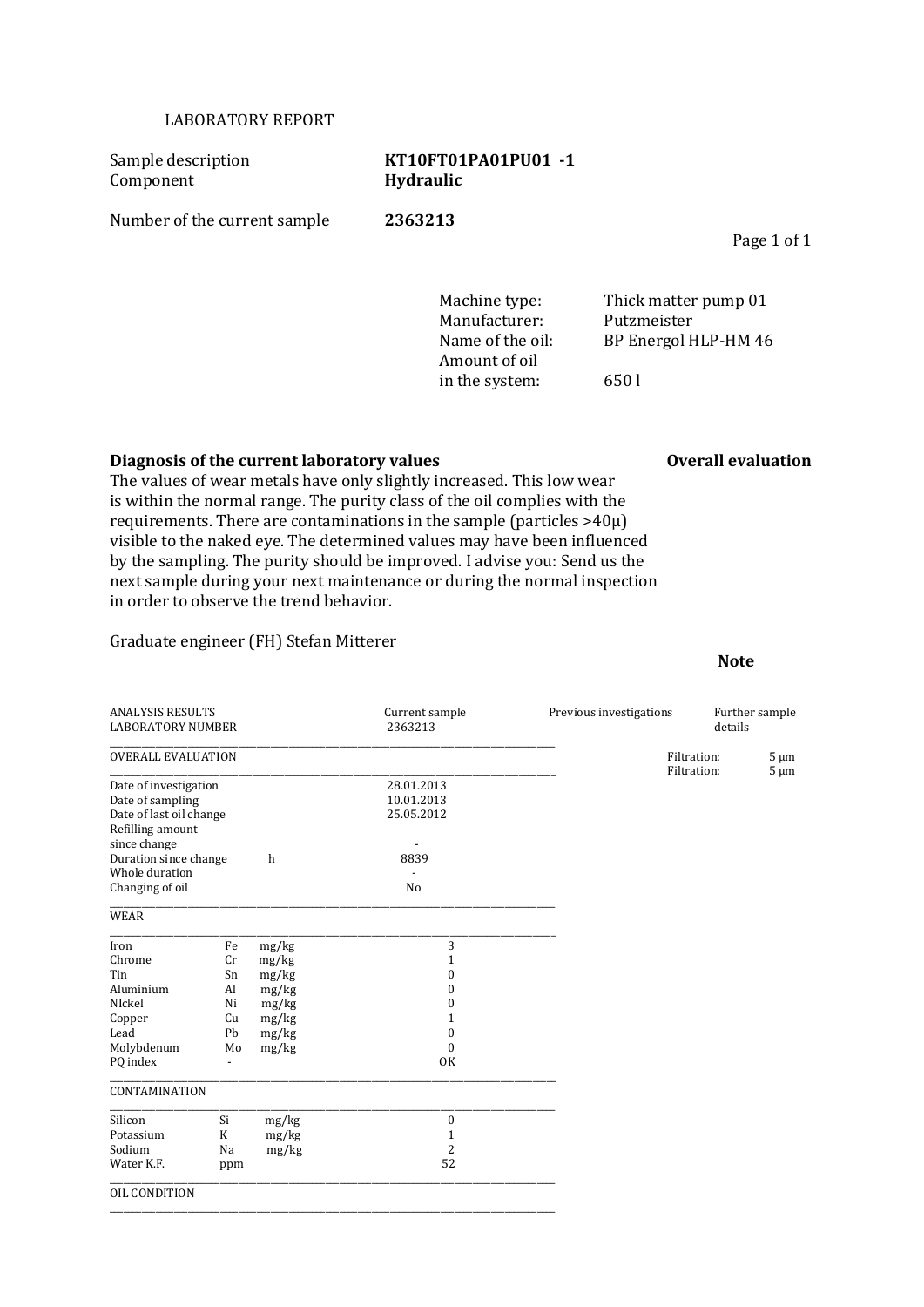# LABORATORY REPORT

| | |
|---|---|
| Sample description | **KT10FT01PA01PU01 -1** |
| Component | **Hydraulic** |
| Number of the current sample | **2363213** |

| | |
|---|---|
| Machine type: | Thick matter pump 01 |
| Manufacturer: | Putzmeister |
| Name of the oil: | BP Energol HLP-HM 46 |
| Amount of oil in the system: | 650 l |

**Diagnosis of the current laboratory values** **Overall evaluation**

The values of wear metals have only slightly increased. This low wear is within the normal range. The purity class of the oil complies with the requirements. There are contaminations in the sample (particles >40µ) visible to the naked eye. The determined values may have been influenced by the sampling. The purity should be improved. I advise you: Send us the next sample during your next maintenance or during the normal inspection in order to observe the trend behavior.

Graduate engineer (FH) Stefan Mitterer

**Note**

| ANALYSIS RESULTS<br>LABORATORY NUMBER | | | Current sample<br>2363213 | Previous investigations | Further sample details |
|---|---|---|---|---|---|
| OVERALL EVALUATION | | | | | Filtration: 5 µm<br>Filtration: 5 µm |
| Date of investigation | | | 28.01.2013 | | |
| Date of sampling | | | 10.01.2013 | | |
| Date of last oil change | | | 25.05.2012 | | |
| Refilling amount since change | | | - | | |
| Duration since change | | h | 8839 | | |
| Whole duration | | | - | | |
| Changing of oil | | | No | | |
| **WEAR** | | | | | |
| Iron | Fe | mg/kg | 3 | | |
| Chrome | Cr | mg/kg | 1 | | |
| Tin | Sn | mg/kg | 0 | | |
| Aluminium | Al | mg/kg | 0 | | |
| NIckel | Ni | mg/kg | 0 | | |
| Copper | Cu | mg/kg | 1 | | |
| Lead | Pb | mg/kg | 0 | | |
| Molybdenum | Mo | mg/kg | 0 | | |
| PQ index | - | | OK | | |
| **CONTAMINATION** | | | | | |
| Silicon | Si | mg/kg | 0 | | |
| Potassium | K | mg/kg | 1 | | |
| Sodium | Na | mg/kg | 2 | | |
| Water K.F. | ppm | | 52 | | |
| **OIL CONDITION** | | | | | |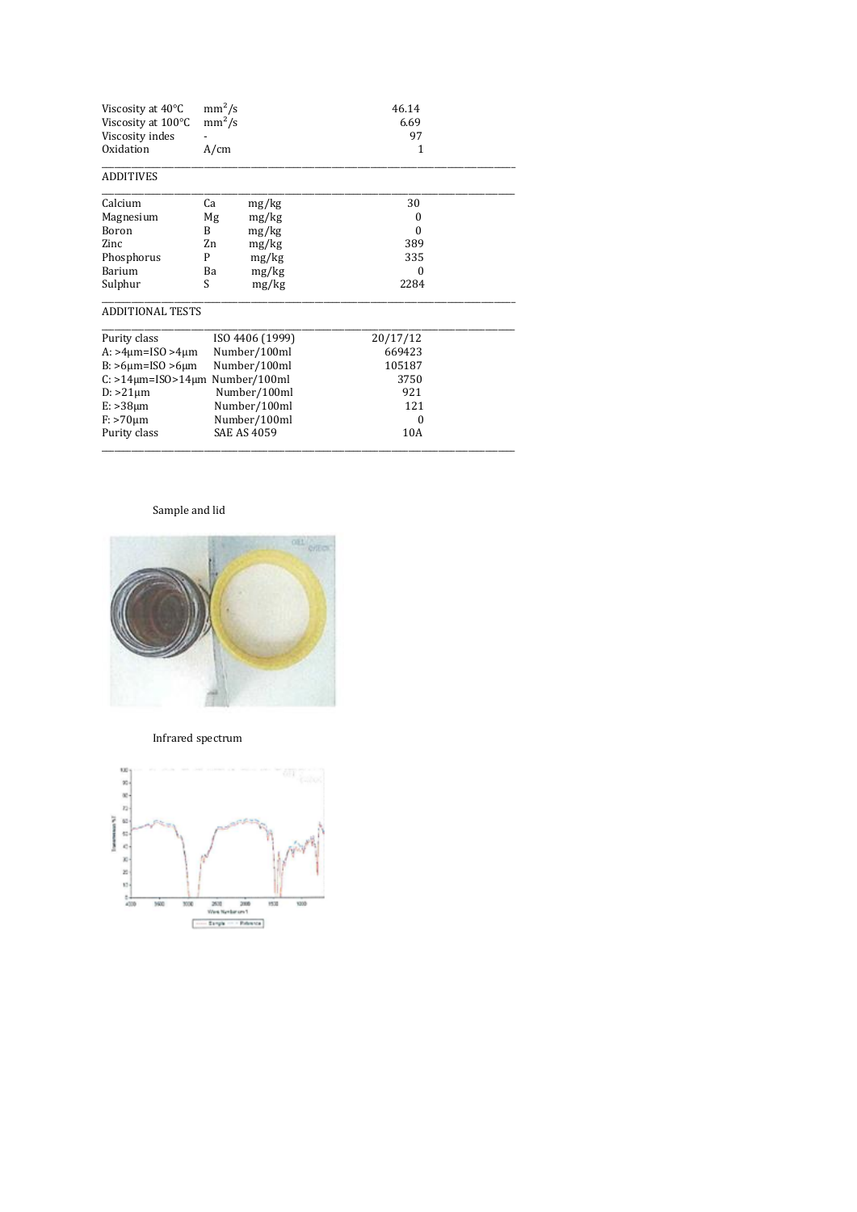| | | |
|---|---|---|
| Viscosity at 40°C | $mm^2/s$ | 46.14 |
| Viscosity at 100°C | $mm^2/s$ | 6.69 |
| Viscosity indes | - | 97 |
| Oxidation | A/cm | 1 |

ADDITIVES

| | | | |
|---|---|---|---|
| Calcium | Ca | mg/kg | 30 |
| Magnesium | Mg | mg/kg | 0 |
| Boron | B | mg/kg | 0 |
| Zinc | Zn | mg/kg | 389 |
| Phosphorus | P | mg/kg | 335 |
| Barium | Ba | mg/kg | 0 |
| Sulphur | S | mg/kg | 2284 |

ADDITIONAL TESTS

| | | |
|---|---|---|
| Purity class | ISO 4406 (1999) | 20/17/12 |
| A: >4μm=ISO >4μm | Number/100ml | 669423 |
| B: >6μm=ISO >6μm | Number/100ml | 105187 |
| C: >14μm=ISO>14μm | Number/100ml | 3750 |
| D: >21μm | Number/100ml | 921 |
| E: >38μm | Number/100ml | 121 |
| F: >70μm | Number/100ml | 0 |
| Purity class | SAE AS 4059 | 10A |

Sample and lid

Infrared spectrum